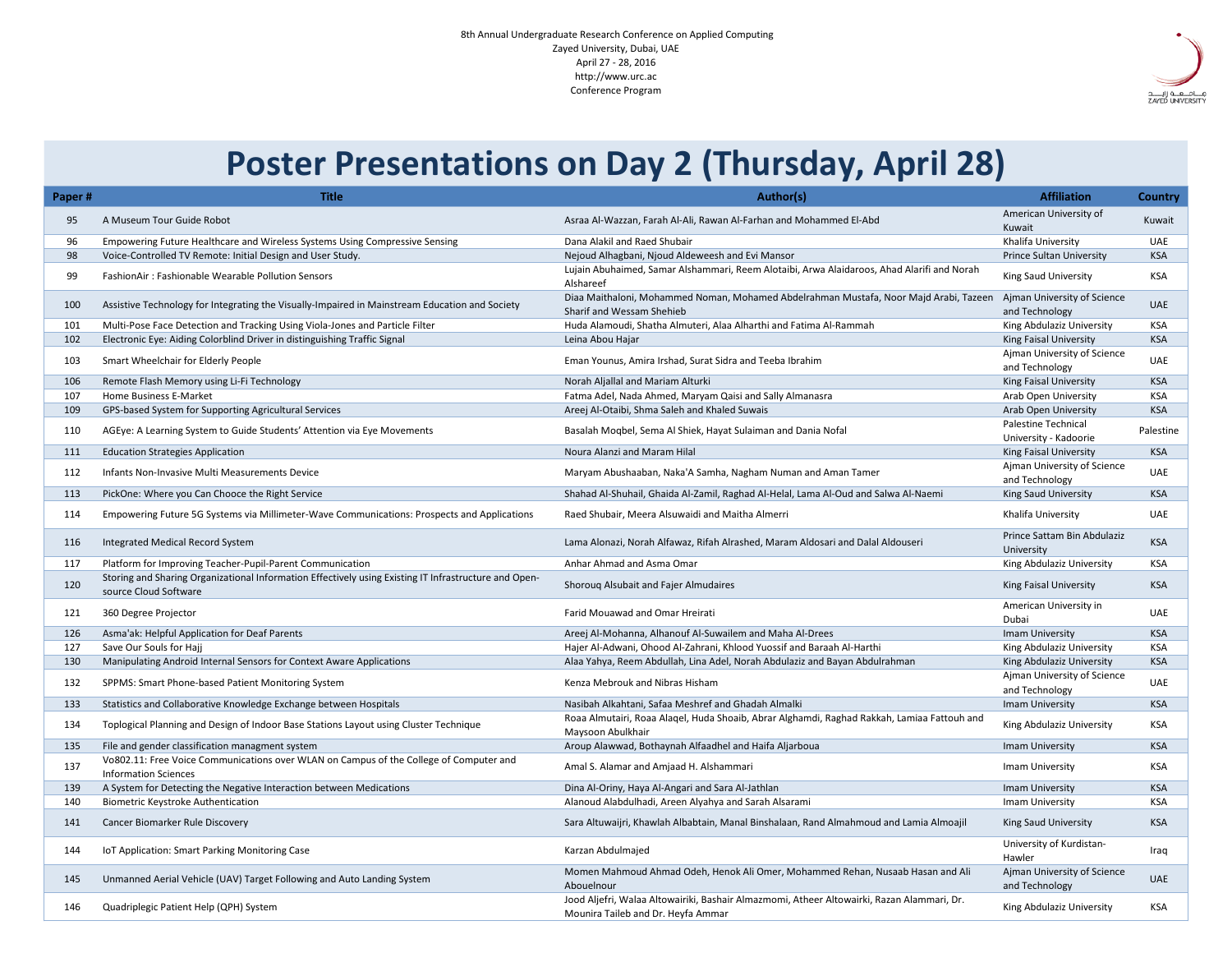8th Annual Undergraduate Research Conference on Applied Computing
Zayed University, Dubai, UAE
April 27 - 28, 2016
http://www.urc.ac
Conference Program

# Poster Presentations on Day 2 (Thursday, April 28)

| Paper # | Title | Author(s) | Affiliation | Country |
|---|---|---|---|---|
| 95 | A Museum Tour Guide Robot | Asraa Al-Wazzan, Farah Al-Ali, Rawan Al-Farhan and Mohammed El-Abd | American University of Kuwait | Kuwait |
| 96 | Empowering Future Healthcare and Wireless Systems Using Compressive Sensing | Dana Alakil and Raed Shubair | Khalifa University | UAE |
| 98 | Voice-Controlled TV Remote: Initial Design and User Study. | Nejoud Alhagbani, Njoud Aldeweesh and Evi Mansor | Prince Sultan University | KSA |
| 99 | FashionAir : Fashionable Wearable Pollution Sensors | Lujain Abuhaimed, Samar Alshammari, Reem Alotaibi, Arwa Alaidaroos, Ahad Alarifi and Norah Alshareef | King Saud University | KSA |
| 100 | Assistive Technology for Integrating the Visually-Impaired in Mainstream Education and Society | Diaa Maithaloni, Mohammed Noman, Mohamed Abdelrahman Mustafa, Noor Majd Arabi, Tazeen Sharif and Wessam Shehieb | Ajman University of Science and Technology | UAE |
| 101 | Multi-Pose Face Detection and Tracking Using Viola-Jones and Particle Filter | Huda Alamoudi, Shatha Almuteri, Alaa Alharthi and Fatima Al-Rammah | King Abdulaziz University | KSA |
| 102 | Electronic Eye: Aiding Colorblind Driver in distinguishing Traffic Signal | Leina Abou Hajar | King Faisal University | KSA |
| 103 | Smart Wheelchair for Elderly People | Eman Younus, Amira Irshad, Surat Sidra and Teeba Ibrahim | Ajman University of Science and Technology | UAE |
| 106 | Remote Flash Memory using Li-Fi Technology | Norah Aljallal and Mariam Alturki | King Faisal University | KSA |
| 107 | Home Business E-Market | Fatma Adel, Nada Ahmed, Maryam Qaisi and Sally Almanasra | Arab Open University | KSA |
| 109 | GPS-based System for Supporting Agricultural Services | Areej Al-Otaibi, Shma Saleh and Khaled Suwais | Arab Open University | KSA |
| 110 | AGEye: A Learning System to Guide Students' Attention via Eye Movements | Basalah Moqbel, Sema Al Shiek, Hayat Sulaiman and Dania Nofal | Palestine Technical University - Kadoorie | Palestine |
| 111 | Education Strategies Application | Noura Alanzi and Maram Hilal | King Faisal University | KSA |
| 112 | Infants Non-Invasive Multi Measurements Device | Maryam Abushaaban, Naka'A Samha, Nagham Numan and Aman Tamer | Ajman University of Science and Technology | UAE |
| 113 | PickOne: Where you Can Chooce the Right Service | Shahad Al-Shuhail, Ghaida Al-Zamil, Raghad Al-Helal, Lama Al-Oud and Salwa Al-Naemi | King Saud University | KSA |
| 114 | Empowering Future 5G Systems via Millimeter-Wave Communications: Prospects and Applications | Raed Shubair, Meera Alsuwaidi and Maitha Almerri | Khalifa University | UAE |
| 116 | Integrated Medical Record System | Lama Alonazi, Norah Alfawaz, Rifah Alrashed, Maram Aldosari and Dalal Aldouseri | Prince Sattam Bin Abdulaziz University | KSA |
| 117 | Platform for Improving Teacher-Pupil-Parent Communication | Anhar Ahmad and Asma Omar | King Abdulaziz University | KSA |
| 120 | Storing and Sharing Organizational Information Effectively using Existing IT Infrastructure and Open-source Cloud Software | Shorouq Alsubait and Fajer Almudaires | King Faisal University | KSA |
| 121 | 360 Degree Projector | Farid Mouawad and Omar Hreirati | American University in Dubai | UAE |
| 126 | Asma'ak: Helpful Application for Deaf Parents | Areej Al-Mohanna, Alhanouf Al-Suwailem and Maha Al-Drees | Imam University | KSA |
| 127 | Save Our Souls for Hajj | Hajer Al-Adwani, Ohood Al-Zahrani, Khlood Yuossif and Baraah Al-Harthi | King Abdulaziz University | KSA |
| 130 | Manipulating Android Internal Sensors for Context Aware Applications | Alaa Yahya, Reem Abdullah, Lina Adel, Norah Abdulaziz and Bayan Abdulrahman | King Abdulaziz University | KSA |
| 132 | SPPMS: Smart Phone-based Patient Monitoring System | Kenza Mebrouk and Nibras Hisham | Ajman University of Science and Technology | UAE |
| 133 | Statistics and Collaborative Knowledge Exchange between Hospitals | Nasibah Alkahtani, Safaa Meshref and Ghadah Almalki | Imam University | KSA |
| 134 | Toplogical Planning and Design of Indoor Base Stations Layout using Cluster Technique | Roaa Almutairi, Roaa Alaqel, Huda Shoaib, Abrar Alghamdi, Raghad Rakkah, Lamiaa Fattouh and Maysoon Abulkhair | King Abdulaziz University | KSA |
| 135 | File and gender classification managment system | Aroup Alawwad, Bothaynah Alfaadhel and Haifa Aljarboua | Imam University | KSA |
| 137 | Vo802.11: Free Voice Communications over WLAN on Campus of the College of Computer and Information Sciences | Amal S. Alamar and Amjaad H. Alshammari | Imam University | KSA |
| 139 | A System for Detecting the Negative Interaction between Medications | Dina Al-Oriny, Haya Al-Angari and Sara Al-Jathlan | Imam University | KSA |
| 140 | Biometric Keystroke Authentication | Alanoud Alabdulhadi, Areen Alyahya and Sarah Alsarami | Imam University | KSA |
| 141 | Cancer Biomarker Rule Discovery | Sara Altuwaijri, Khawlah Albabtain, Manal Binshalaan, Rand Almahmoud and Lamia Almoajil | King Saud University | KSA |
| 144 | IoT Application: Smart Parking Monitoring Case | Karzan Abdulmajed | University of Kurdistan-Hawler | Iraq |
| 145 | Unmanned Aerial Vehicle (UAV) Target Following and Auto Landing System | Momen Mahmoud Ahmad Odeh, Henok Ali Omer, Mohammed Rehan, Nusaab Hasan and Ali Abouelnour | Ajman University of Science and Technology | UAE |
| 146 | Quadriplegic Patient Help (QPH) System | Jood Aljefri, Walaa Altowairiki, Bashair Almazmomi, Atheer Altowairki, Razan Alammari, Dr. Mounira Taileb and Dr. Heyfa Ammar | King Abdulaziz University | KSA |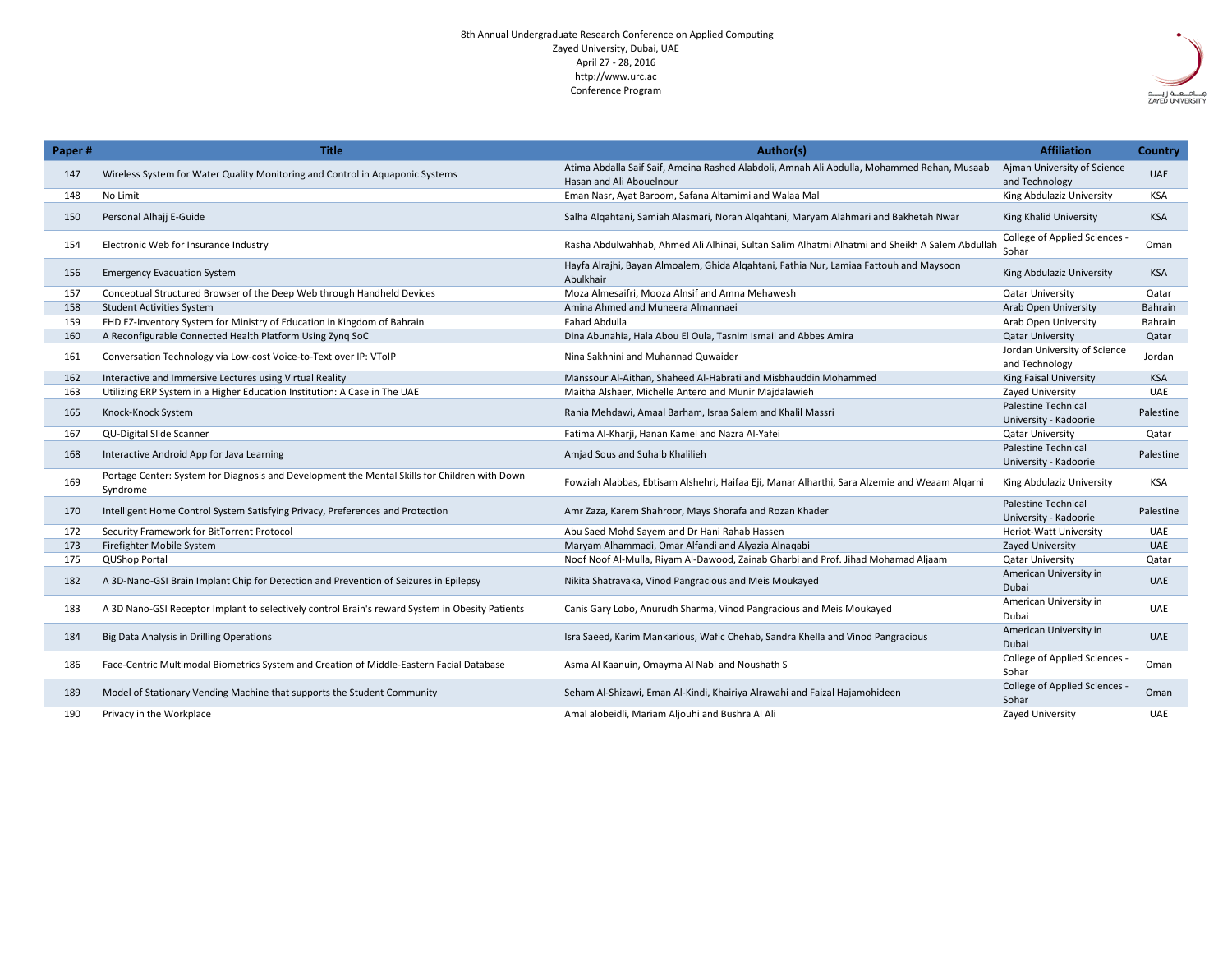8th Annual Undergraduate Research Conference on Applied Computing
Zayed University, Dubai, UAE
April 27 - 28, 2016
http://www.urc.ac
Conference Program

| Paper # | Title | Author(s) | Affiliation | Country |
|---|---|---|---|---|
| 147 | Wireless System for Water Quality Monitoring and Control in Aquaponic Systems | Atima Abdalla Saif Saif, Ameina Rashed Alabdoli, Amnah Ali Abdulla, Mohammed Rehan, Musaab Hasan and Ali Abouelnour | Ajman University of Science and Technology | UAE |
| 148 | No Limit | Eman Nasr, Ayat Baroom, Safana Altamimi and Walaa Mal | King Abdulaziz University | KSA |
| 150 | Personal Alhajj E-Guide | Salha Alqahtani, Samiah Alasmari, Norah Alqahtani, Maryam Alahmari and Bakhetah Nwar | King Khalid University | KSA |
| 154 | Electronic Web for Insurance Industry | Rasha Abdulwahhab, Ahmed Ali Alhinai, Sultan Salim Alhatmi Alhatmi and Sheikh A Salem Abdullah | College of Applied Sciences - Sohar | Oman |
| 156 | Emergency Evacuation System | Hayfa Alrajhi, Bayan Almoalem, Ghida Alqahtani, Fathia Nur, Lamiaa Fattouh and Maysoon Abulkhair | King Abdulaziz University | KSA |
| 157 | Conceptual Structured Browser of the Deep Web through Handheld Devices | Moza Almesaifri, Mooza Alnsif and Amna Mehawesh | Qatar University | Qatar |
| 158 | Student Activities System | Amina Ahmed and Muneera Almannaei | Arab Open University | Bahrain |
| 159 | FHD EZ-Inventory System for Ministry of Education in Kingdom of Bahrain | Fahad Abdulla | Arab Open University | Bahrain |
| 160 | A Reconfigurable Connected Health Platform Using Zynq SoC | Dina Abunahia, Hala Abou El Oula, Tasnim Ismail and Abbes Amira | Qatar University | Qatar |
| 161 | Conversation Technology via Low-cost Voice-to-Text over IP: VToIP | Nina Sakhnini and Muhannad Quwaider | Jordan University of Science and Technology | Jordan |
| 162 | Interactive and Immersive Lectures using Virtual Reality | Manssour Al-Aithan, Shaheed Al-Habrati and Misbhauddin Mohammed | King Faisal University | KSA |
| 163 | Utilizing ERP System in a Higher Education Institution: A Case in The UAE | Maitha Alshaer, Michelle Antero and Munir Majdalawieh | Zayed University | UAE |
| 165 | Knock-Knock System | Rania Mehdawi, Amaal Barham, Israa Salem and Khalil Massri | Palestine Technical University - Kadoorie | Palestine |
| 167 | QU-Digital Slide Scanner | Fatima Al-Kharji, Hanan Kamel and Nazra Al-Yafei | Qatar University | Qatar |
| 168 | Interactive Android App for Java Learning | Amjad Sous and Suhaib Khalilieh | Palestine Technical University - Kadoorie | Palestine |
| 169 | Portage Center: System for Diagnosis and Development the Mental Skills for Children with Down Syndrome | Fowziah Alabbas, Ebtisam Alshehri, Haifaa Eji, Manar Alharthi, Sara Alzemie and Weaam Alqarni | King Abdulaziz University | KSA |
| 170 | Intelligent Home Control System Satisfying Privacy, Preferences and Protection | Amr Zaza, Karem Shahroor, Mays Shorafa and Rozan Khader | Palestine Technical University - Kadoorie | Palestine |
| 172 | Security Framework for BitTorrent Protocol | Abu Saed Mohd Sayem and Dr Hani Rahab Hassen | Heriot-Watt University | UAE |
| 173 | Firefighter Mobile System | Maryam Alhammadi, Omar Alfandi and Alyazia Alnaqabi | Zayed University | UAE |
| 175 | QUShop Portal | Noof Noof Al-Mulla, Riyam Al-Dawood, Zainab Gharbi and Prof. Jihad Mohamad Aljaam | Qatar University | Qatar |
| 182 | A 3D-Nano-GSI Brain Implant Chip for Detection and Prevention of Seizures in Epilepsy | Nikita Shatravaka, Vinod Pangracious and Meis Moukayed | American University in Dubai | UAE |
| 183 | A 3D Nano-GSI Receptor Implant to selectively control Brain's reward System in Obesity Patients | Canis Gary Lobo, Anurudh Sharma, Vinod Pangracious and Meis Moukayed | American University in Dubai | UAE |
| 184 | Big Data Analysis in Drilling Operations | Isra Saeed, Karim Mankarious, Wafic Chehab, Sandra Khella and Vinod Pangracious | American University in Dubai | UAE |
| 186 | Face-Centric Multimodal Biometrics System and Creation of Middle-Eastern Facial Database | Asma Al Kaanuin, Omayma Al Nabi and Noushath S | College of Applied Sciences - Sohar | Oman |
| 189 | Model of Stationary Vending Machine that supports the Student Community | Seham Al-Shizawi, Eman Al-Kindi, Khairiya Alrawahi and Faizal Hajamohideen | College of Applied Sciences - Sohar | Oman |
| 190 | Privacy in the Workplace | Amal alobeidli, Mariam Aljouhi and Bushra Al Ali | Zayed University | UAE |